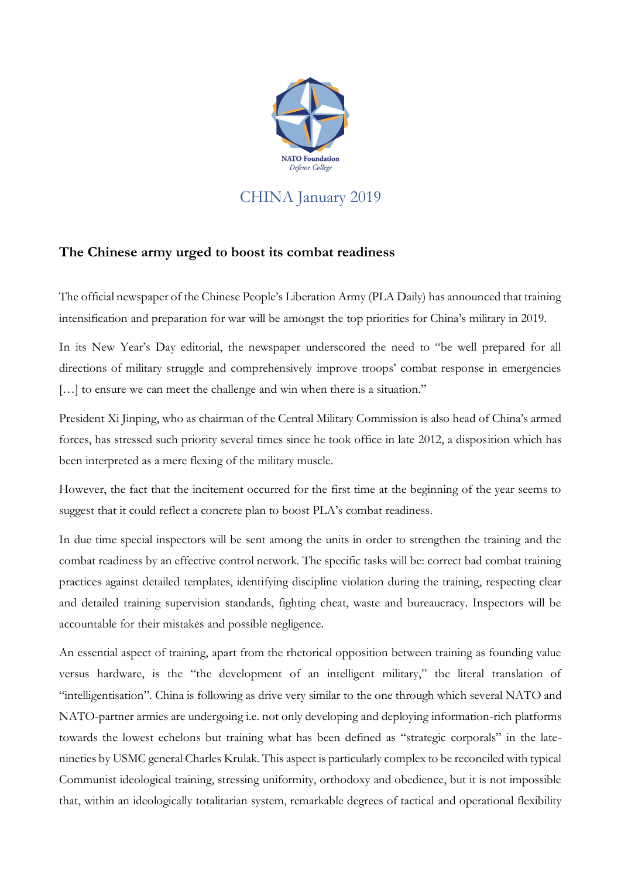NATO Foundation
Defense College

CHINA January 2019

## The Chinese army urged to boost its combat readiness

The official newspaper of the Chinese People's Liberation Army (PLA Daily) has announced that training intensification and preparation for war will be amongst the top priorities for China's military in 2019.

In its New Year's Day editorial, the newspaper underscored the need to "be well prepared for all directions of military struggle and comprehensively improve troops' combat response in emergencies […] to ensure we can meet the challenge and win when there is a situation."

President Xi Jinping, who as chairman of the Central Military Commission is also head of China's armed forces, has stressed such priority several times since he took office in late 2012, a disposition which has been interpreted as a mere flexing of the military muscle.

However, the fact that the incitement occurred for the first time at the beginning of the year seems to suggest that it could reflect a concrete plan to boost PLA's combat readiness.

In due time special inspectors will be sent among the units in order to strengthen the training and the combat readiness by an effective control network. The specific tasks will be: correct bad combat training practices against detailed templates, identifying discipline violation during the training, respecting clear and detailed training supervision standards, fighting cheat, waste and bureaucracy. Inspectors will be accountable for their mistakes and possible negligence.

An essential aspect of training, apart from the rhetorical opposition between training as founding value versus hardware, is the "the development of an intelligent military," the literal translation of "intelligentisation". China is following as drive very similar to the one through which several NATO and NATO-partner armies are undergoing i.e. not only developing and deploying information-rich platforms towards the lowest echelons but training what has been defined as "strategic corporals" in the late-nineties by USMC general Charles Krulak. This aspect is particularly complex to be reconciled with typical Communist ideological training, stressing uniformity, orthodoxy and obedience, but it is not impossible that, within an ideologically totalitarian system, remarkable degrees of tactical and operational flexibility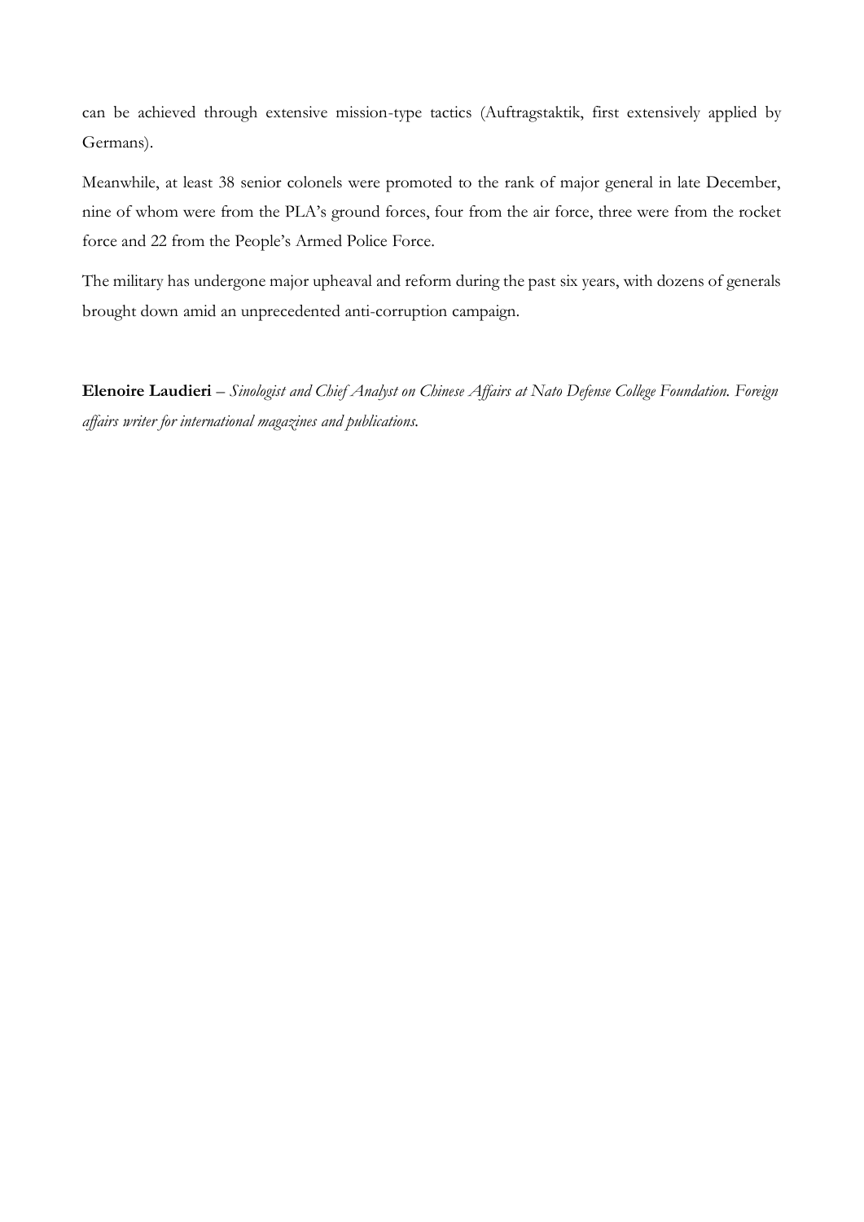can be achieved through extensive mission-type tactics (Auftragstaktik, first extensively applied by Germans).

Meanwhile, at least 38 senior colonels were promoted to the rank of major general in late December, nine of whom were from the PLA's ground forces, four from the air force, three were from the rocket force and 22 from the People's Armed Police Force.

The military has undergone major upheaval and reform during the past six years, with dozens of generals brought down amid an unprecedented anti-corruption campaign.

**Elenoire Laudieri** – *Sinologist and Chief Analyst on Chinese Affairs at Nato Defense College Foundation. Foreign affairs writer for international magazines and publications.*